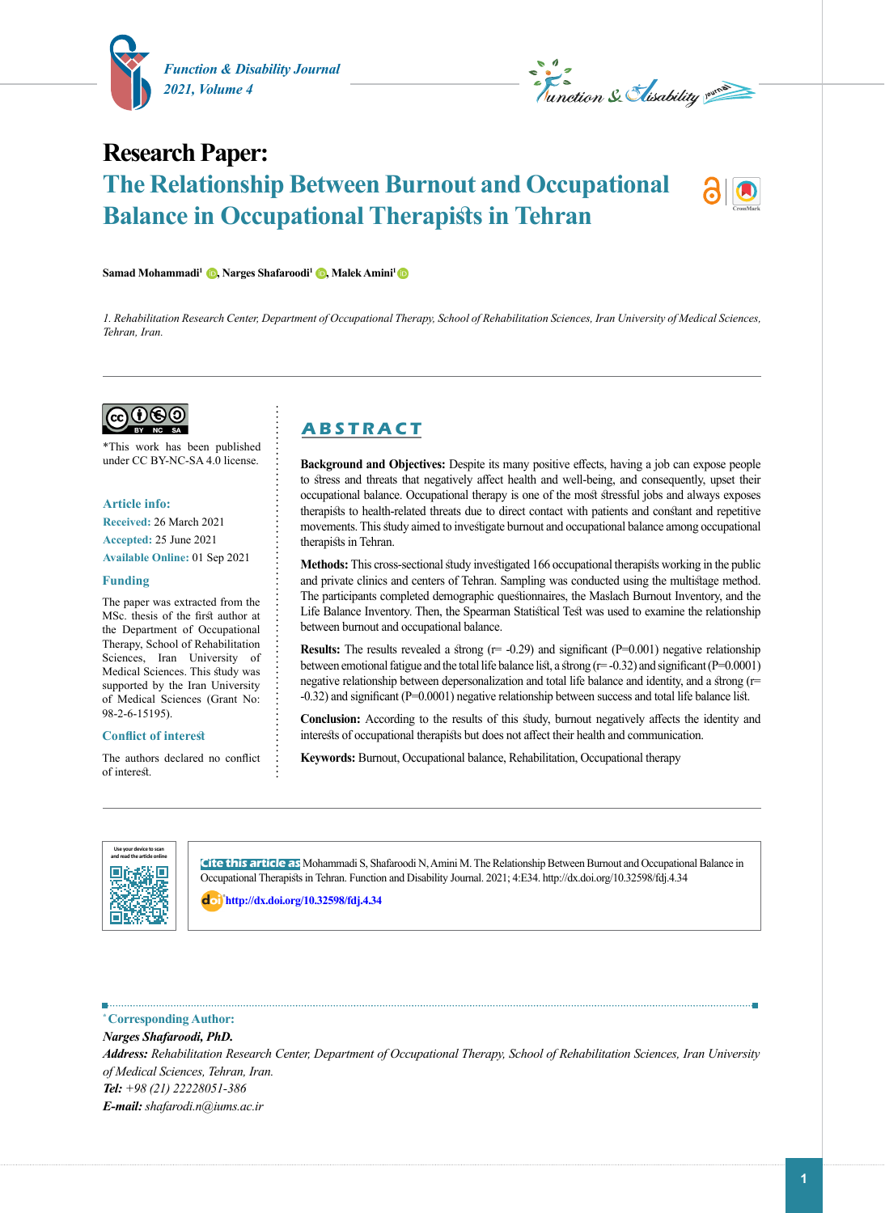**Research Paper:**

# The Relationship Between Burnout and Occupational Balance in Occupational Therapists in Tehran

**Samad Mohammadi[1], Narges Shafaroodi[1], Malek Amini[1]**

*1. Rehabilitation Research Center, Department of Occupational Therapy, School of Rehabilitation Sciences, Iran University of Medical Sciences, Tehran, Iran.*

*This work has been published under CC BY-NC-SA 4.0 license.

**Article info:**

**Received:** 26 March 2021

**Accepted:** 25 June 2021

**Available Online:** 01 Sep 2021

**Funding**

The paper was extracted from the MSc. thesis of the first author at the Department of Occupational Therapy, School of Rehabilitation Sciences, Iran University of Medical Sciences. This study was supported by the Iran University of Medical Sciences (Grant No: 98-2-6-15195).

**Conflict of interest**

The authors declared no conflict of interest.

## ABSTRACT

**Background and Objectives:** Despite its many positive effects, having a job can expose people to stress and threats that negatively affect health and well-being, and consequently, upset their occupational balance. Occupational therapy is one of the most stressful jobs and always exposes therapists to health-related threats due to direct contact with patients and constant and repetitive movements. This study aimed to investigate burnout and occupational balance among occupational therapists in Tehran.

**Methods:** This cross-sectional study investigated 166 occupational therapists working in the public and private clinics and centers of Tehran. Sampling was conducted using the multistage method. The participants completed demographic questionnaires, the Maslach Burnout Inventory, and the Life Balance Inventory. Then, the Spearman Statistical Test was used to examine the relationship between burnout and occupational balance.

**Results:** The results revealed a strong (r= -0.29) and significant (P=0.001) negative relationship between emotional fatigue and the total life balance list, a strong (r= -0.32) and significant (P=0.0001) negative relationship between depersonalization and total life balance and identity, and a strong (r= -0.32) and significant (P=0.0001) negative relationship between success and total life balance list.

**Conclusion:** According to the results of this study, burnout negatively affects the identity and interests of occupational therapists but does not affect their health and communication.

**Keywords:** Burnout, Occupational balance, Rehabilitation, Occupational therapy

Use your device to scan and read the article online

**Cite this article as** Mohammadi S, Shafaroodi N, Amini M. The Relationship Between Burnout and Occupational Balance in Occupational Therapists in Tehran. Function and Disability Journal. 2021; 4:E34. http://dx.doi.org/10.32598/fdj.4.34

doi: http://dx.doi.org/10.32598/fdj.4.34

**\* Corresponding Author:**

***Narges Shafaroodi, PhD.***

***Address:*** *Rehabilitation Research Center, Department of Occupational Therapy, School of Rehabilitation Sciences, Iran University of Medical Sciences, Tehran, Iran.*

***Tel:*** *+98 (21) 22228051-386*

***E-mail:*** *shafarodi.n@iums.ac.ir*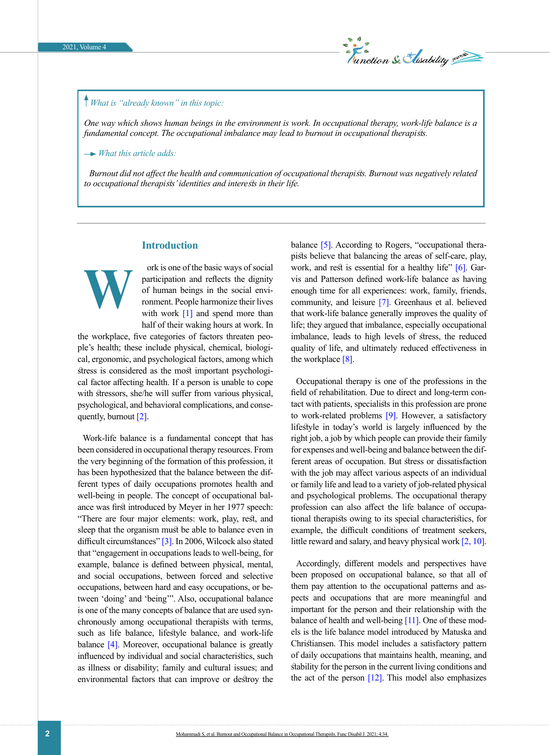*What is "already known" in this topic:*

*One way which shows human beings in the environment is work. In occupational therapy, work-life balance is a fundamental concept. The occupational imbalance may lead to burnout in occupational therapists.*

*What this article adds:*

*Burnout did not affect the health and communication of occupational therapists. Burnout was negatively related to occupational therapists' identities and interests in their life.*

## Introduction

Work is one of the basic ways of social participation and reflects the dignity of human beings in the social environment. People harmonize their lives with work [1] and spend more than half of their waking hours at work. In the workplace, five categories of factors threaten people's health; these include physical, chemical, biological, ergonomic, and psychological factors, among which stress is considered as the most important psychological factor affecting health. If a person is unable to cope with stressors, she/he will suffer from various physical, psychological, and behavioral complications, and consequently, burnout [2].

Work-life balance is a fundamental concept that has been considered in occupational therapy resources. From the very beginning of the formation of this profession, it has been hypothesized that the balance between the different types of daily occupations promotes health and well-being in people. The concept of occupational balance was first introduced by Meyer in her 1977 speech: "There are four major elements: work, play, rest, and sleep that the organism must be able to balance even in difficult circumstances" [3]. In 2006, Wilcock also stated that "engagement in occupations leads to well-being, for example, balance is defined between physical, mental, and social occupations, between forced and selective occupations, between hard and easy occupations, or between 'doing' and 'being'". Also, occupational balance is one of the many concepts of balance that are used synchronously among occupational therapists with terms, such as life balance, lifestyle balance, and work-life balance [4]. Moreover, occupational balance is greatly influenced by individual and social characteristics, such as illness or disability; family and cultural issues; and environmental factors that can improve or destroy the balance [5]. According to Rogers, "occupational therapists believe that balancing the areas of self-care, play, work, and rest is essential for a healthy life" [6]. Garvis and Patterson defined work-life balance as having enough time for all experiences: work, family, friends, community, and leisure [7]. Greenhaus et al. believed that work-life balance generally improves the quality of life; they argued that imbalance, especially occupational imbalance, leads to high levels of stress, the reduced quality of life, and ultimately reduced effectiveness in the workplace [8].

Occupational therapy is one of the professions in the field of rehabilitation. Due to direct and long-term contact with patients, specialists in this profession are prone to work-related problems [9]. However, a satisfactory lifestyle in today's world is largely influenced by the right job, a job by which people can provide their family for expenses and well-being and balance between the different areas of occupation. But stress or dissatisfaction with the job may affect various aspects of an individual or family life and lead to a variety of job-related physical and psychological problems. The occupational therapy profession can also affect the life balance of occupational therapists owing to its special characteristics, for example, the difficult conditions of treatment seekers, little reward and salary, and heavy physical work [2, 10].

Accordingly, different models and perspectives have been proposed on occupational balance, so that all of them pay attention to the occupational patterns and aspects and occupations that are more meaningful and important for the person and their relationship with the balance of health and well-being [11]. One of these models is the life balance model introduced by Matuska and Christiansen. This model includes a satisfactory pattern of daily occupations that maintains health, meaning, and stability for the person in the current living conditions and the act of the person [12]. This model also emphasizes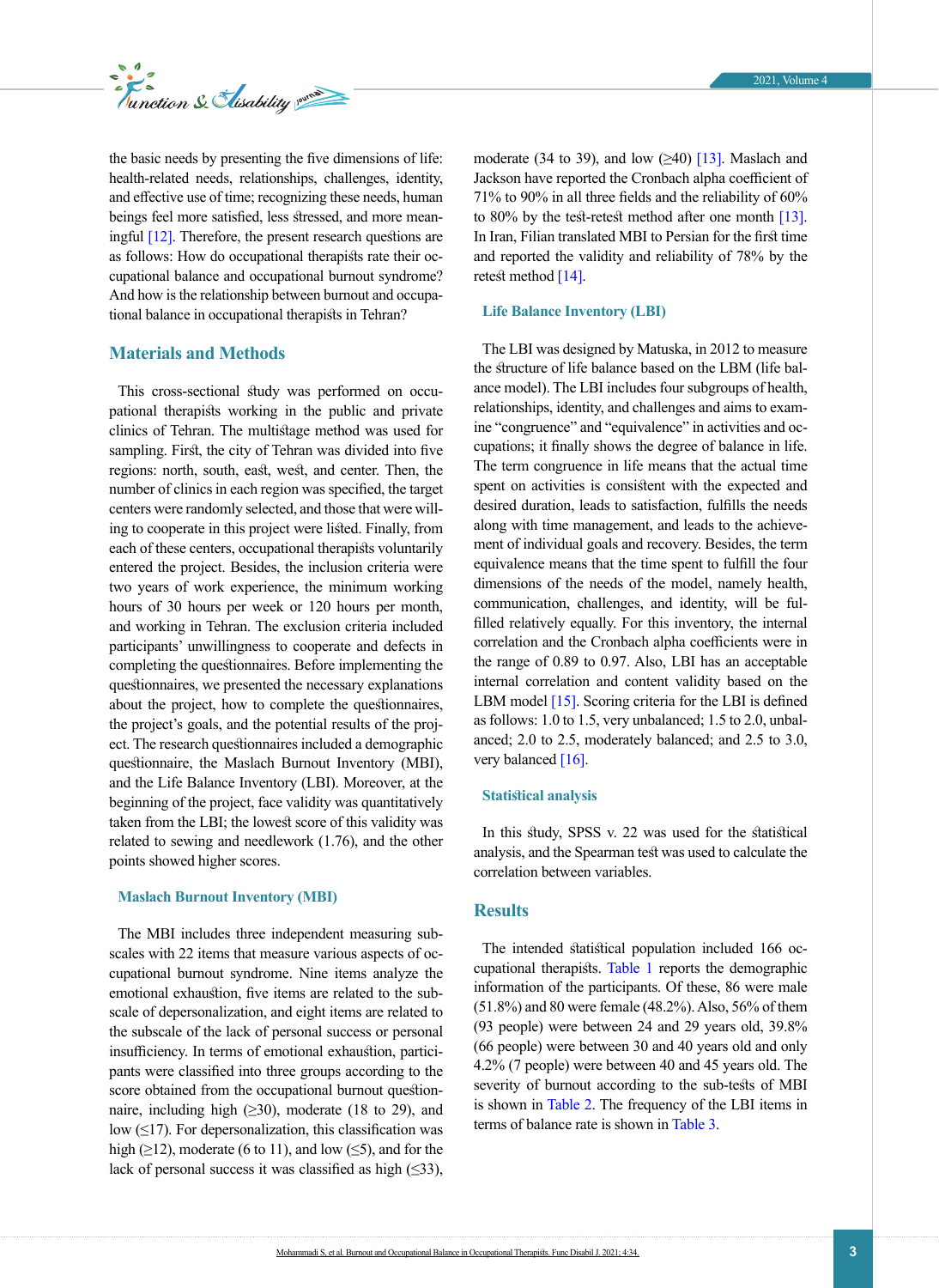the basic needs by presenting the five dimensions of life: health-related needs, relationships, challenges, identity, and effective use of time; recognizing these needs, human beings feel more satisfied, less stressed, and more meaningful [12]. Therefore, the present research questions are as follows: How do occupational therapists rate their occupational balance and occupational burnout syndrome? And how is the relationship between burnout and occupational balance in occupational therapists in Tehran?

## Materials and Methods

This cross-sectional study was performed on occupational therapists working in the public and private clinics of Tehran. The multistage method was used for sampling. First, the city of Tehran was divided into five regions: north, south, east, west, and center. Then, the number of clinics in each region was specified, the target centers were randomly selected, and those that were willing to cooperate in this project were listed. Finally, from each of these centers, occupational therapists voluntarily entered the project. Besides, the inclusion criteria were two years of work experience, the minimum working hours of 30 hours per week or 120 hours per month, and working in Tehran. The exclusion criteria included participants' unwillingness to cooperate and defects in completing the questionnaires. Before implementing the questionnaires, we presented the necessary explanations about the project, how to complete the questionnaires, the project's goals, and the potential results of the project. The research questionnaires included a demographic questionnaire, the Maslach Burnout Inventory (MBI), and the Life Balance Inventory (LBI). Moreover, at the beginning of the project, face validity was quantitatively taken from the LBI; the lowest score of this validity was related to sewing and needlework (1.76), and the other points showed higher scores.

### Maslach Burnout Inventory (MBI)

The MBI includes three independent measuring subscales with 22 items that measure various aspects of occupational burnout syndrome. Nine items analyze the emotional exhaustion, five items are related to the subscale of depersonalization, and eight items are related to the subscale of the lack of personal success or personal insufficiency. In terms of emotional exhaustion, participants were classified into three groups according to the score obtained from the occupational burnout questionnaire, including high (≥30), moderate (18 to 29), and low (≤17). For depersonalization, this classification was high (≥12), moderate (6 to 11), and low (≤5), and for the lack of personal success it was classified as high (≤33), moderate (34 to 39), and low (≥40) [13]. Maslach and Jackson have reported the Cronbach alpha coefficient of 71% to 90% in all three fields and the reliability of 60% to 80% by the test-retest method after one month [13]. In Iran, Filian translated MBI to Persian for the first time and reported the validity and reliability of 78% by the retest method [14].

### Life Balance Inventory (LBI)

The LBI was designed by Matuska, in 2012 to measure the structure of life balance based on the LBM (life balance model). The LBI includes four subgroups of health, relationships, identity, and challenges and aims to examine "congruence" and "equivalence" in activities and occupations; it finally shows the degree of balance in life. The term congruence in life means that the actual time spent on activities is consistent with the expected and desired duration, leads to satisfaction, fulfills the needs along with time management, and leads to the achievement of individual goals and recovery. Besides, the term equivalence means that the time spent to fulfill the four dimensions of the needs of the model, namely health, communication, challenges, and identity, will be fulfilled relatively equally. For this inventory, the internal correlation and the Cronbach alpha coefficients were in the range of 0.89 to 0.97. Also, LBI has an acceptable internal correlation and content validity based on the LBM model [15]. Scoring criteria for the LBI is defined as follows: 1.0 to 1.5, very unbalanced; 1.5 to 2.0, unbalanced; 2.0 to 2.5, moderately balanced; and 2.5 to 3.0, very balanced [16].

### Statistical analysis

In this study, SPSS v. 22 was used for the statistical analysis, and the Spearman test was used to calculate the correlation between variables.

## Results

The intended statistical population included 166 occupational therapists. Table 1 reports the demographic information of the participants. Of these, 86 were male (51.8%) and 80 were female (48.2%). Also, 56% of them (93 people) were between 24 and 29 years old, 39.8% (66 people) were between 30 and 40 years old and only 4.2% (7 people) were between 40 and 45 years old. The severity of burnout according to the sub-tests of MBI is shown in Table 2. The frequency of the LBI items in terms of balance rate is shown in Table 3.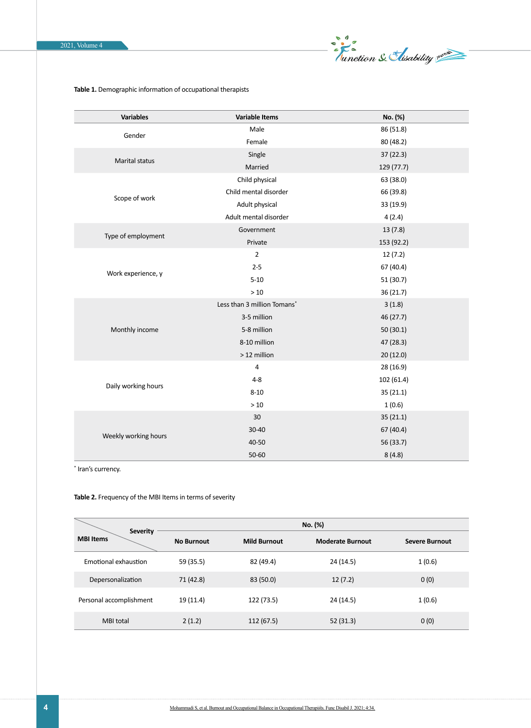**Table 1.** Demographic information of occupational therapists

| Variables | Variable Items | No. (%) |
|---|---|---|
| Gender | Male | 86 (51.8) |
| | Female | 80 (48.2) |
| Marital status | Single | 37 (22.3) |
| | Married | 129 (77.7) |
| Scope of work | Child physical | 63 (38.0) |
| | Child mental disorder | 66 (39.8) |
| | Adult physical | 33 (19.9) |
| | Adult mental disorder | 4 (2.4) |
| Type of employment | Government | 13 (7.8) |
| | Private | 153 (92.2) |
| Work experience, y | 2 | 12 (7.2) |
| | 2-5 | 67 (40.4) |
| | 5-10 | 51 (30.7) |
| | > 10 | 36 (21.7) |
| Monthly income | Less than 3 million Tomans* | 3 (1.8) |
| | 3-5 million | 46 (27.7) |
| | 5-8 million | 50 (30.1) |
| | 8-10 million | 47 (28.3) |
| | > 12 million | 20 (12.0) |
| Daily working hours | 4 | 28 (16.9) |
| | 4-8 | 102 (61.4) |
| | 8-10 | 35 (21.1) |
| | > 10 | 1 (0.6) |
| Weekly working hours | 30 | 35 (21.1) |
| | 30-40 | 67 (40.4) |
| | 40-50 | 56 (33.7) |
| | 50-60 | 8 (4.8) |

* Iran's currency.

**Table 2.** Frequency of the MBI Items in terms of severity

| MBI Items / Severity | No. (%) | | | |
|---|---|---|---|---|
| | No Burnout | Mild Burnout | Moderate Burnout | Severe Burnout |
| Emotional exhaustion | 59 (35.5) | 82 (49.4) | 24 (14.5) | 1 (0.6) |
| Depersonalization | 71 (42.8) | 83 (50.0) | 12 (7.2) | 0 (0) |
| Personal accomplishment | 19 (11.4) | 122 (73.5) | 24 (14.5) | 1 (0.6) |
| MBI total | 2 (1.2) | 112 (67.5) | 52 (31.3) | 0 (0) |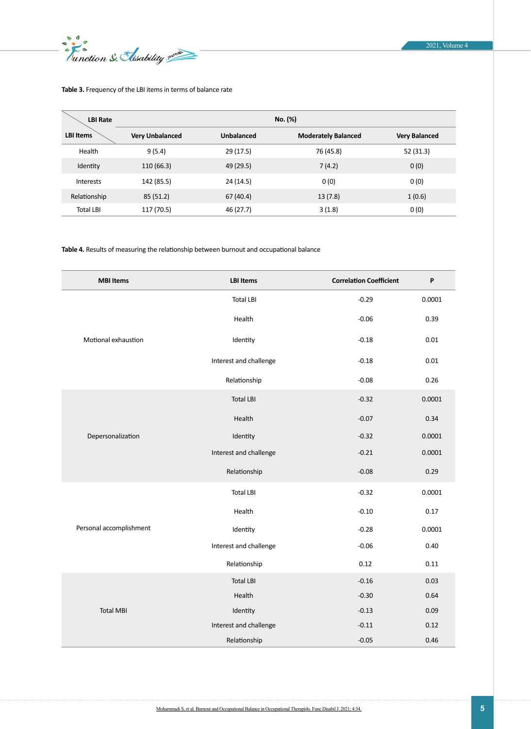**Table 3.** Frequency of the LBI items in terms of balance rate

| LBI Rate / LBI Items | No. (%) | | | |
|---|---|---|---|---|
| | Very Unbalanced | Unbalanced | Moderately Balanced | Very Balanced |
| Health | 9 (5.4) | 29 (17.5) | 76 (45.8) | 52 (31.3) |
| Identity | 110 (66.3) | 49 (29.5) | 7 (4.2) | 0 (0) |
| Interests | 142 (85.5) | 24 (14.5) | 0 (0) | 0 (0) |
| Relationship | 85 (51.2) | 67 (40.4) | 13 (7.8) | 1 (0.6) |
| Total LBI | 117 (70.5) | 46 (27.7) | 3 (1.8) | 0 (0) |

**Table 4.** Results of measuring the relationship between burnout and occupational balance

| MBI Items | LBI Items | Correlation Coefficient | P |
|---|---|---|---|
| Motional exhaustion | Total LBI | -0.29 | 0.0001 |
| | Health | -0.06 | 0.39 |
| | Identity | -0.18 | 0.01 |
| | Interest and challenge | -0.18 | 0.01 |
| | Relationship | -0.08 | 0.26 |
| Depersonalization | Total LBI | -0.32 | 0.0001 |
| | Health | -0.07 | 0.34 |
| | Identity | -0.32 | 0.0001 |
| | Interest and challenge | -0.21 | 0.0001 |
| | Relationship | -0.08 | 0.29 |
| Personal accomplishment | Total LBI | -0.32 | 0.0001 |
| | Health | -0.10 | 0.17 |
| | Identity | -0.28 | 0.0001 |
| | Interest and challenge | -0.06 | 0.40 |
| | Relationship | 0.12 | 0.11 |
| Total MBI | Total LBI | -0.16 | 0.03 |
| | Health | -0.30 | 0.64 |
| | Identity | -0.13 | 0.09 |
| | Interest and challenge | -0.11 | 0.12 |
| | Relationship | -0.05 | 0.46 |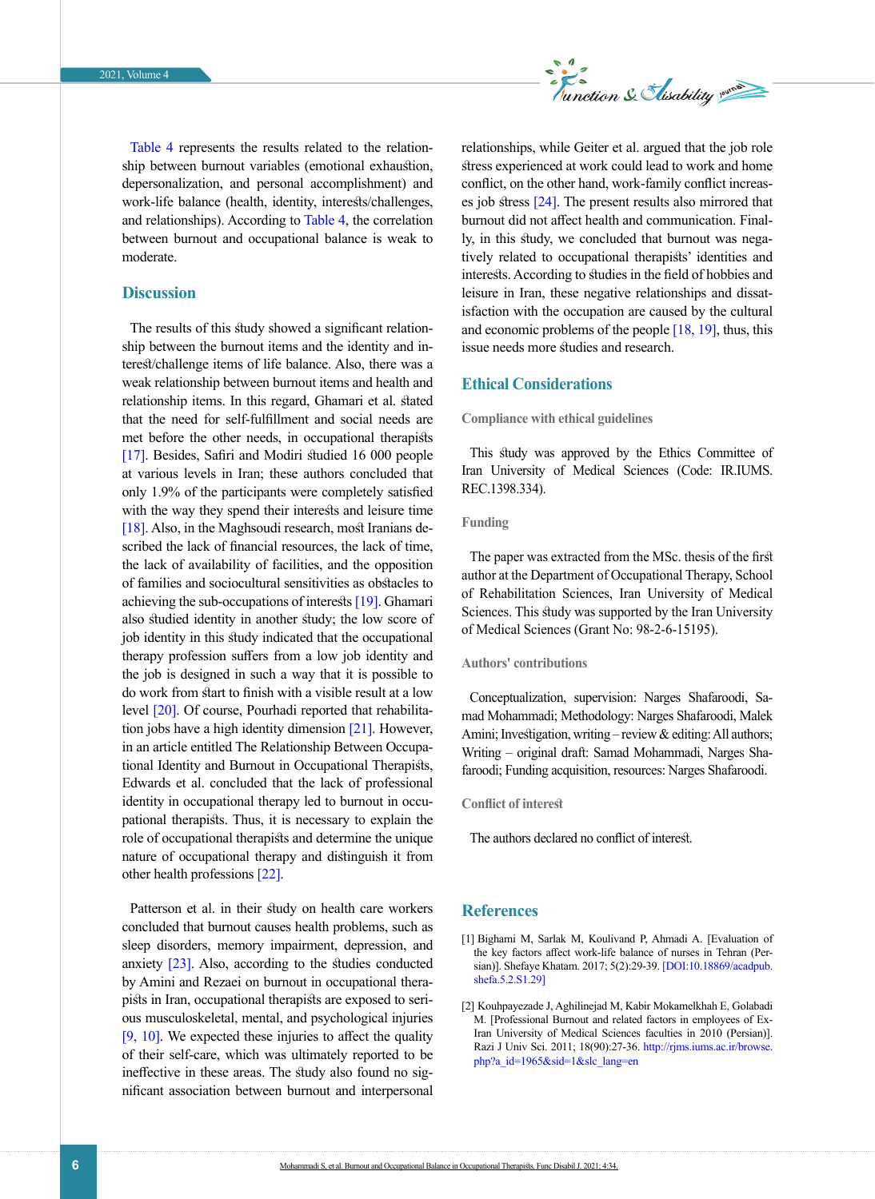Table 4 represents the results related to the relationship between burnout variables (emotional exhaustion, depersonalization, and personal accomplishment) and work-life balance (health, identity, interests/challenges, and relationships). According to Table 4, the correlation between burnout and occupational balance is weak to moderate.

## Discussion

The results of this study showed a significant relationship between the burnout items and the identity and interest/challenge items of life balance. Also, there was a weak relationship between burnout items and health and relationship items. In this regard, Ghamari et al. stated that the need for self-fulfillment and social needs are met before the other needs, in occupational therapists [17]. Besides, Safiri and Modiri studied 16 000 people at various levels in Iran; these authors concluded that only 1.9% of the participants were completely satisfied with the way they spend their interests and leisure time [18]. Also, in the Maghsoudi research, most Iranians described the lack of financial resources, the lack of time, the lack of availability of facilities, and the opposition of families and sociocultural sensitivities as obstacles to achieving the sub-occupations of interests [19]. Ghamari also studied identity in another study; the low score of job identity in this study indicated that the occupational therapy profession suffers from a low job identity and the job is designed in such a way that it is possible to do work from start to finish with a visible result at a low level [20]. Of course, Pourhadi reported that rehabilitation jobs have a high identity dimension [21]. However, in an article entitled The Relationship Between Occupational Identity and Burnout in Occupational Therapists, Edwards et al. concluded that the lack of professional identity in occupational therapy led to burnout in occupational therapists. Thus, it is necessary to explain the role of occupational therapists and determine the unique nature of occupational therapy and distinguish it from other health professions [22].

Patterson et al. in their study on health care workers concluded that burnout causes health problems, such as sleep disorders, memory impairment, depression, and anxiety [23]. Also, according to the studies conducted by Amini and Rezaei on burnout in occupational therapists in Iran, occupational therapists are exposed to serious musculoskeletal, mental, and psychological injuries [9, 10]. We expected these injuries to affect the quality of their self-care, which was ultimately reported to be ineffective in these areas. The study also found no significant association between burnout and interpersonal relationships, while Geiter et al. argued that the job role stress experienced at work could lead to work and home conflict, on the other hand, work-family conflict increases job stress [24]. The present results also mirrored that burnout did not affect health and communication. Finally, in this study, we concluded that burnout was negatively related to occupational therapists' identities and interests. According to studies in the field of hobbies and leisure in Iran, these negative relationships and dissatisfaction with the occupation are caused by the cultural and economic problems of the people [18, 19], thus, this issue needs more studies and research.

## Ethical Considerations

### Compliance with ethical guidelines

This study was approved by the Ethics Committee of Iran University of Medical Sciences (Code: IR.IUMS.REC.1398.334).

### Funding

The paper was extracted from the MSc. thesis of the first author at the Department of Occupational Therapy, School of Rehabilitation Sciences, Iran University of Medical Sciences. This study was supported by the Iran University of Medical Sciences (Grant No: 98-2-6-15195).

### Authors' contributions

Conceptualization, supervision: Narges Shafaroodi, Samad Mohammadi; Methodology: Narges Shafaroodi, Malek Amini; Investigation, writing – review & editing: All authors; Writing – original draft: Samad Mohammadi, Narges Shafaroodi; Funding acquisition, resources: Narges Shafaroodi.

### Conflict of interest

The authors declared no conflict of interest.

## References

[1] Bighami M, Sarlak M, Koulivand P, Ahmadi A. [Evaluation of the key factors affect work-life balance of nurses in Tehran (Persian)]. Shefaye Khatam. 2017; 5(2):29-39. [DOI:10.18869/acadpub.shefa.5.2.S1.29]

[2] Kouhpayezade J, Aghilinejad M, Kabir Mokamelkhah E, Golabadi M. [Professional Burnout and related factors in employees of Ex-Iran University of Medical Sciences faculties in 2010 (Persian)]. Razi J Univ Sci. 2011; 18(90):27-36. http://rjms.iums.ac.ir/browse.php?a_id=1965&sid=1&slc_lang=en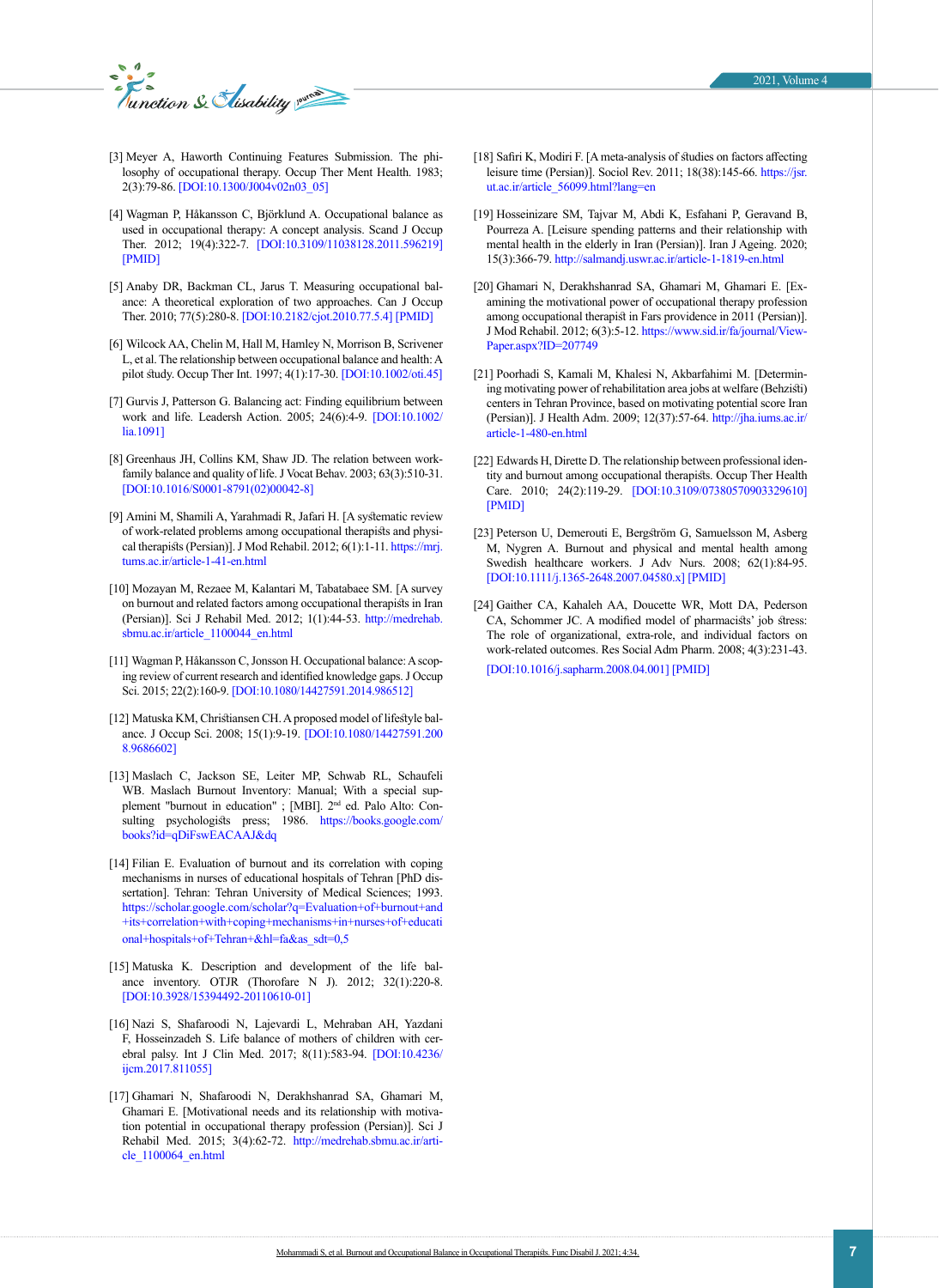[3] Meyer A, Haworth Continuing Features Submission. The philosophy of occupational therapy. Occup Ther Ment Health. 1983; 2(3):79-86. [DOI:10.1300/J004v02n03_05]

[4] Wagman P, Håkansson C, Björklund A. Occupational balance as used in occupational therapy: A concept analysis. Scand J Occup Ther. 2012; 19(4):322-7. [DOI:10.3109/11038128.2011.596219] [PMID]

[5] Anaby DR, Backman CL, Jarus T. Measuring occupational balance: A theoretical exploration of two approaches. Can J Occup Ther. 2010; 77(5):280-8. [DOI:10.2182/cjot.2010.77.5.4] [PMID]

[6] Wilcock AA, Chelin M, Hall M, Hamley N, Morrison B, Scrivener L, et al. The relationship between occupational balance and health: A pilot study. Occup Ther Int. 1997; 4(1):17-30. [DOI:10.1002/oti.45]

[7] Gurvis J, Patterson G. Balancing act: Finding equilibrium between work and life. Leadersh Action. 2005; 24(6):4-9. [DOI:10.1002/lia.1091]

[8] Greenhaus JH, Collins KM, Shaw JD. The relation between work-family balance and quality of life. J Vocat Behav. 2003; 63(3):510-31. [DOI:10.1016/S0001-8791(02)00042-8]

[9] Amini M, Shamili A, Yarahmadi R, Jafari H. [A systematic review of work-related problems among occupational therapists and physical therapists (Persian)]. J Mod Rehabil. 2012; 6(1):1-11. https://mrj.tums.ac.ir/article-1-41-en.html

[10] Mozayan M, Rezaee M, Kalantari M, Tabatabaee SM. [A survey on burnout and related factors among occupational therapists in Iran (Persian)]. Sci J Rehabil Med. 2012; 1(1):44-53. http://medrehab.sbmu.ac.ir/article_1100044_en.html

[11] Wagman P, Håkansson C, Jonsson H. Occupational balance: A scoping review of current research and identified knowledge gaps. J Occup Sci. 2015; 22(2):160-9. [DOI:10.1080/14427591.2014.986512]

[12] Matuska KM, Christiansen CH. A proposed model of lifestyle balance. J Occup Sci. 2008; 15(1):9-19. [DOI:10.1080/14427591.2008.9686602]

[13] Maslach C, Jackson SE, Leiter MP, Schwab RL, Schaufeli WB. Maslach Burnout Inventory: Manual; With a special supplement "burnout in education" ; [MBI]. 2nd ed. Palo Alto: Consulting psychologists press; 1986. https://books.google.com/books?id=qDiFswEACAAJ&dq

[14] Filian E. Evaluation of burnout and its correlation with coping mechanisms in nurses of educational hospitals of Tehran [PhD dissertation]. Tehran: Tehran University of Medical Sciences; 1993. https://scholar.google.com/scholar?q=Evaluation+of+burnout+and+its+correlation+with+coping+mechanisms+in+nurses+of+educational+hospitals+of+Tehran+&hl=fa&as_sdt=0,5

[15] Matuska K. Description and development of the life balance inventory. OTJR (Thorofare N J). 2012; 32(1):220-8. [DOI:10.3928/15394492-20110610-01]

[16] Nazi S, Shafaroodi N, Lajevardi L, Mehraban AH, Yazdani F, Hosseinzadeh S. Life balance of mothers of children with cerebral palsy. Int J Clin Med. 2017; 8(11):583-94. [DOI:10.4236/ijcm.2017.811055]

[17] Ghamari N, Shafaroodi N, Derakhshanrad SA, Ghamari M, Ghamari E. [Motivational needs and its relationship with motivation potential in occupational therapy profession (Persian)]. Sci J Rehabil Med. 2015; 3(4):62-72. http://medrehab.sbmu.ac.ir/article_1100064_en.html

[18] Safiri K, Modiri F. [A meta-analysis of studies on factors affecting leisure time (Persian)]. Sociol Rev. 2011; 18(38):145-66. https://jsr.ut.ac.ir/article_56099.html?lang=en

[19] Hosseinizare SM, Tajvar M, Abdi K, Esfahani P, Geravand B, Pourreza A. [Leisure spending patterns and their relationship with mental health in the elderly in Iran (Persian)]. Iran J Ageing. 2020; 15(3):366-79. http://salmandj.uswr.ac.ir/article-1-1819-en.html

[20] Ghamari N, Derakhshanrad SA, Ghamari M, Ghamari E. [Examining the motivational power of occupational therapy profession among occupational therapist in Fars providence in 2011 (Persian)]. J Mod Rehabil. 2012; 6(3):5-12. https://www.sid.ir/fa/journal/ViewPaper.aspx?ID=207749

[21] Poorhadi S, Kamali M, Khalesi N, Akbarfahimi M. [Determining motivating power of rehabilitation area jobs at welfare (Behzisti) centers in Tehran Province, based on motivating potential score Iran (Persian)]. J Health Adm. 2009; 12(37):57-64. http://jha.iums.ac.ir/article-1-480-en.html

[22] Edwards H, Dirette D. The relationship between professional identity and burnout among occupational therapists. Occup Ther Health Care. 2010; 24(2):119-29. [DOI:10.3109/07380570903329610] [PMID]

[23] Peterson U, Demerouti E, Bergström G, Samuelsson M, Asberg M, Nygren A. Burnout and physical and mental health among Swedish healthcare workers. J Adv Nurs. 2008; 62(1):84-95. [DOI:10.1111/j.1365-2648.2007.04580.x] [PMID]

[24] Gaither CA, Kahaleh AA, Doucette WR, Mott DA, Pederson CA, Schommer JC. A modified model of pharmacists' job stress: The role of organizational, extra-role, and individual factors on work-related outcomes. Res Social Adm Pharm. 2008; 4(3):231-43. [DOI:10.1016/j.sapharm.2008.04.001] [PMID]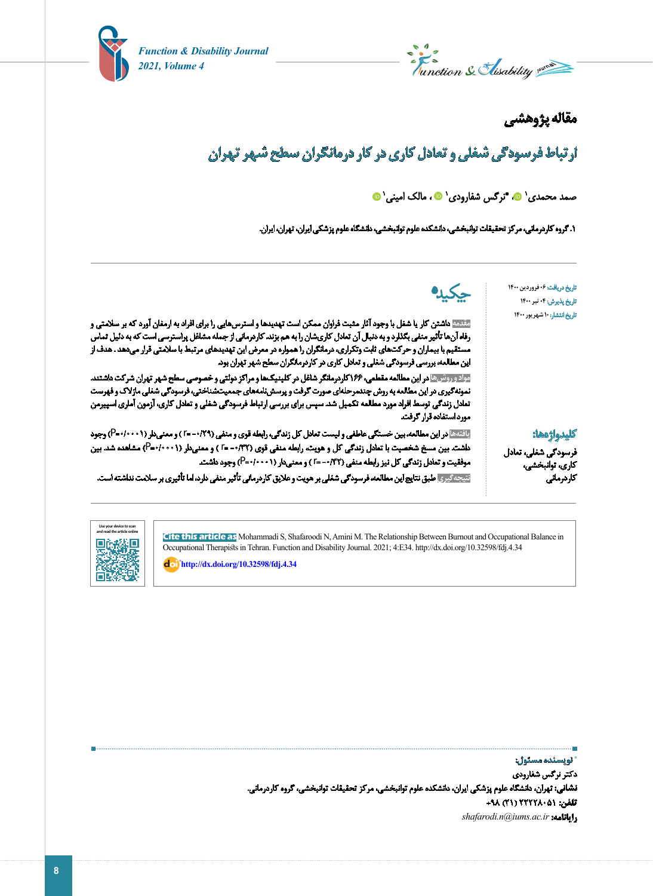## مقاله پژوهشی

# ارتباط فرسودگی شغلی و تعادل کاری در کار درمانگران سطح شهر تهران

صمد محمدی[1] ، *نرگس شفارودی[1] ، مالک امینی[1]

۱. گروه کاردرمانی، مرکز تحقیقات توانبخشی، دانشکده علوم توانبخشی، دانشگاه علوم پزشکی ایران، تهران، ایران.

تاریخ دریافت: ۰۶ فروردین ۱۴۰۰
تاریخ پذیرش: ۰۴ تیر ۱۴۰۰
تاریخ انتشار: ۱۰ شهریور ۱۴۰۰

## چکیده

**مقدمه** داشتن کار یا شغل با وجود آثار مثبت فراوان ممکن است تهدیدها و استرس‌هایی را برای افراد به ارمغان آورد که بر سلامتی و رفاه آن‌ها تأثیر منفی بگذارد و به دنبال آن تعادل کاری‌شان را به هم بزند. کاردرمانی از جمله مشاغل پراسترسی است که به دلیل تماس مستقیم با بیماران و حرکت‌های ثابت وتکراری، درمانگران را همواره در معرض این تهدیدهای مرتبط با سلامتی قرار می‌دهد. هدف از این مطالعه، بررسی فرسودگی شغلی و تعادل کاری در کاردرمانگران سطح شهر تهران بود.

**مواد و روش‌ها** در این مطالعه مقطعی، ۱۶۶کاردرمانگر شاغل در کلینیک‌ها و مراکز دولتی و خصوصی سطح شهر تهران شرکت داشتند. نمونه‌گیری در این مطالعه به روش چندمرحله‌ای صورت گرفت و پرسش‌نامه‌های جمعیت‌شناختی، فرسودگی شغلی مازلاک و فهرست تعادل زندگی توسط افراد مورد مطالعه تکمیل شد. سپس برای بررسی ارتباط فرسودگی شغلی و تعادل کاری، آزمون آماری اسپیرمن مورد استفاده قرار گرفت.

**یافته‌ها** در این مطالعه، بین خستگی عاطفی و لیست تعادل کل زندگی، رابطه قوی و منفی (۰/۲۹-=r) و معنی‌دار (P=۰/۰۰۰۱) وجود داشت. بین مسخ شخصیت با تعادل زندگی کل و هویت، رابطه منفی قوی (۰/۳۲-=r) و معنی‌دار (P=۰/۰۰۰۱) مشاهده شد. بین موفقیت و تعادل زندگی کل نیز رابطه منفی (۰/۳۲-=r) و معنی‌دار (P=۰/۰۰۰۱) وجود داشت.

**نتیجه‌گیری** طبق نتایج این مطالعه فرسودگی شغلی بر هویت و علایق کاردرمانی تأثیر منفی دارد، اما تأثیری بر سلامت نداشته است.

**کلیدواژه‌ها:**
فرسودگی شغلی، تعادل کاری، توانبخشی، کاردرمانی

Use your device to scan and read the article online

**Cite this article as** Mohammadi S, Shafaroodi N, Amini M. The Relationship Between Burnout and Occupational Balance in Occupational Therapists in Tehran. Function and Disability Journal. 2021; 4:E34. http://dx.doi.org/10.32598/fdj.4.34

http://dx.doi.org/10.32598/fdj.4.34

\* **نویسنده مسئول:**
دکتر نرگس شفارودی
**نشانی:** تهران، دانشگاه علوم پزشکی ایران، دانشکده علوم توانبخشی، مرکز تحقیقات توانبخشی، گروه کاردرمانی.
**تلفن:** ۲۲۲۲۸۰۵۱ (۲۱) ۹۸+
**رایانامه:** *shafarodi.n@iums.ac.ir*